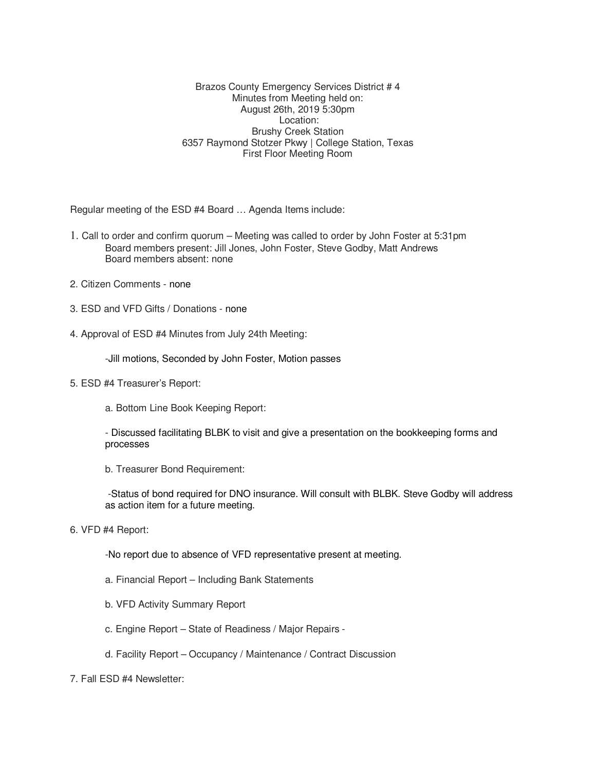Brazos County Emergency Services District # 4
Minutes from Meeting held on:
August 26th, 2019 5:30pm
Location:
Brushy Creek Station
6357 Raymond Stotzer Pkwy | College Station, Texas
First Floor Meeting Room

Regular meeting of the ESD #4 Board … Agenda Items include:

1. Call to order and confirm quorum – Meeting was called to order by John Foster at 5:31pm
   Board members present: Jill Jones, John Foster, Steve Godby, Matt Andrews
   Board members absent: none

2. Citizen Comments - none

3. ESD and VFD Gifts / Donations - none

4. Approval of ESD #4 Minutes from July 24th Meeting:

   -Jill motions, Seconded by John Foster, Motion passes

5. ESD #4 Treasurer's Report:

   a. Bottom Line Book Keeping Report:

   - Discussed facilitating BLBK to visit and give a presentation on the bookkeeping forms and processes

   b. Treasurer Bond Requirement:

   -Status of bond required for DNO insurance. Will consult with BLBK. Steve Godby will address as action item for a future meeting.

6. VFD #4 Report:

   -No report due to absence of VFD representative present at meeting.

   a. Financial Report – Including Bank Statements

   b. VFD Activity Summary Report

   c. Engine Report – State of Readiness / Major Repairs -

   d. Facility Report – Occupancy / Maintenance / Contract Discussion

7. Fall ESD #4 Newsletter: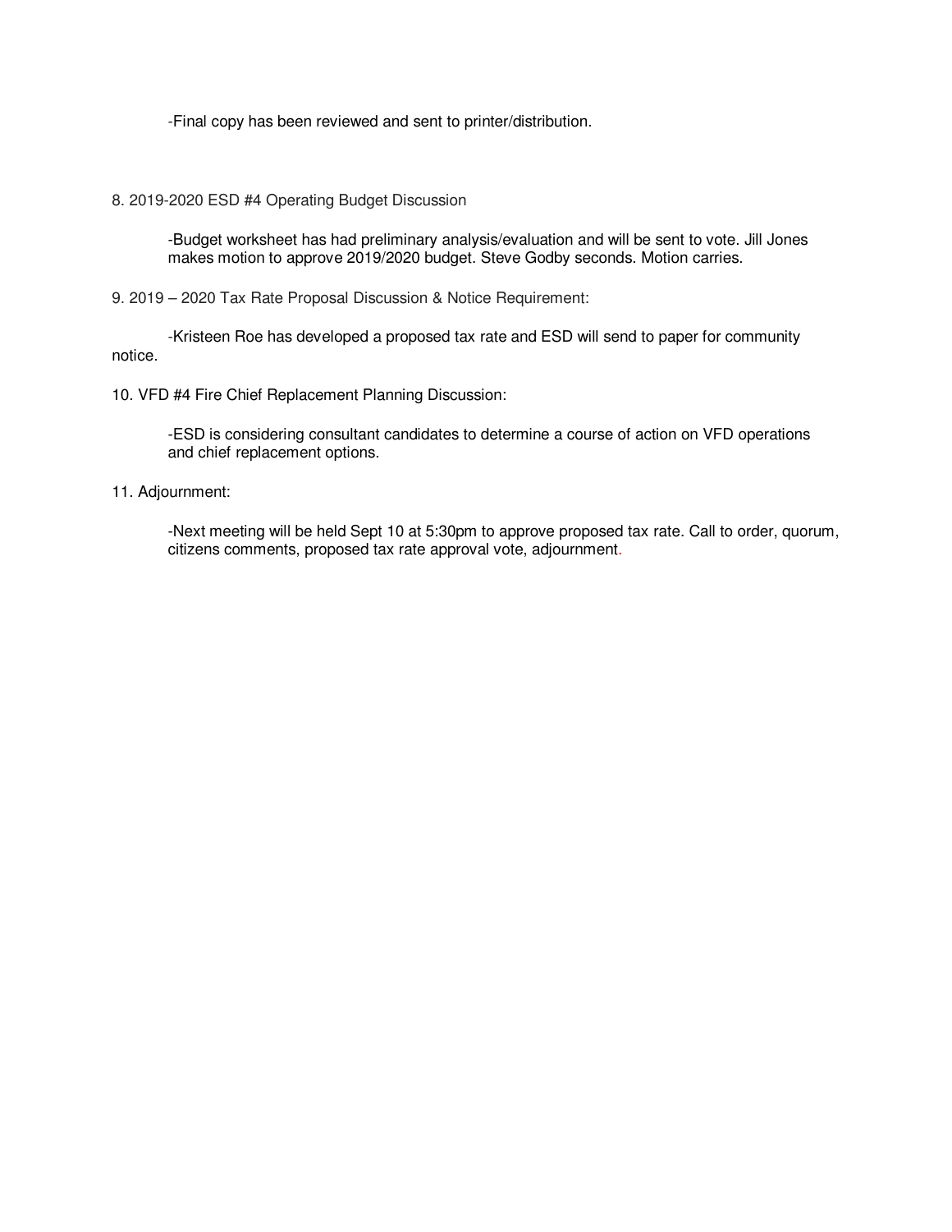-Final copy has been reviewed and sent to printer/distribution.

8. 2019-2020 ESD #4 Operating Budget Discussion

-Budget worksheet has had preliminary analysis/evaluation and will be sent to vote. Jill Jones makes motion to approve 2019/2020 budget. Steve Godby seconds. Motion carries.

9. 2019 – 2020 Tax Rate Proposal Discussion & Notice Requirement:

-Kristeen Roe has developed a proposed tax rate and ESD will send to paper for community notice.

10. VFD #4 Fire Chief Replacement Planning Discussion:

-ESD is considering consultant candidates to determine a course of action on VFD operations and chief replacement options.

11. Adjournment:

-Next meeting will be held Sept 10 at 5:30pm to approve proposed tax rate. Call to order, quorum, citizens comments, proposed tax rate approval vote, adjournment.